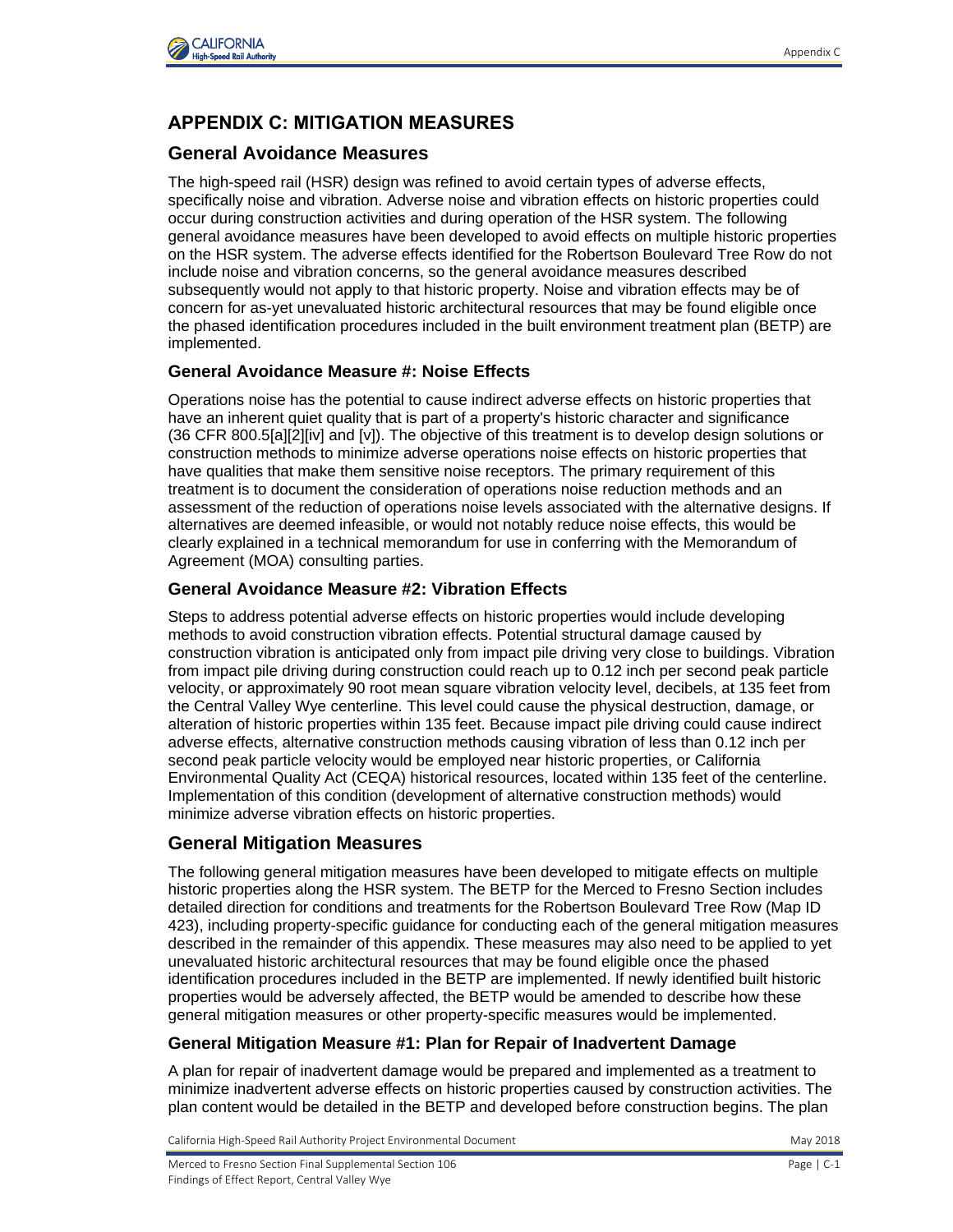# APPENDIX C: MITIGATION MEASURES

## General Avoidance Measures

The high-speed rail (HSR) design was refined to avoid certain types of adverse effects, specifically noise and vibration. Adverse noise and vibration effects on historic properties could occur during construction activities and during operation of the HSR system. The following general avoidance measures have been developed to avoid effects on multiple historic properties on the HSR system. The adverse effects identified for the Robertson Boulevard Tree Row do not include noise and vibration concerns, so the general avoidance measures described subsequently would not apply to that historic property. Noise and vibration effects may be of concern for as-yet unevaluated historic architectural resources that may be found eligible once the phased identification procedures included in the built environment treatment plan (BETP) are implemented.

### General Avoidance Measure #: Noise Effects

Operations noise has the potential to cause indirect adverse effects on historic properties that have an inherent quiet quality that is part of a property's historic character and significance (36 CFR 800.5[a][2][iv] and [v]). The objective of this treatment is to develop design solutions or construction methods to minimize adverse operations noise effects on historic properties that have qualities that make them sensitive noise receptors. The primary requirement of this treatment is to document the consideration of operations noise reduction methods and an assessment of the reduction of operations noise levels associated with the alternative designs. If alternatives are deemed infeasible, or would not notably reduce noise effects, this would be clearly explained in a technical memorandum for use in conferring with the Memorandum of Agreement (MOA) consulting parties.

### General Avoidance Measure #2: Vibration Effects

Steps to address potential adverse effects on historic properties would include developing methods to avoid construction vibration effects. Potential structural damage caused by construction vibration is anticipated only from impact pile driving very close to buildings. Vibration from impact pile driving during construction could reach up to 0.12 inch per second peak particle velocity, or approximately 90 root mean square vibration velocity level, decibels, at 135 feet from the Central Valley Wye centerline. This level could cause the physical destruction, damage, or alteration of historic properties within 135 feet. Because impact pile driving could cause indirect adverse effects, alternative construction methods causing vibration of less than 0.12 inch per second peak particle velocity would be employed near historic properties, or California Environmental Quality Act (CEQA) historical resources, located within 135 feet of the centerline. Implementation of this condition (development of alternative construction methods) would minimize adverse vibration effects on historic properties.

## General Mitigation Measures

The following general mitigation measures have been developed to mitigate effects on multiple historic properties along the HSR system. The BETP for the Merced to Fresno Section includes detailed direction for conditions and treatments for the Robertson Boulevard Tree Row (Map ID 423), including property-specific guidance for conducting each of the general mitigation measures described in the remainder of this appendix. These measures may also need to be applied to yet unevaluated historic architectural resources that may be found eligible once the phased identification procedures included in the BETP are implemented. If newly identified built historic properties would be adversely affected, the BETP would be amended to describe how these general mitigation measures or other property-specific measures would be implemented.

### General Mitigation Measure #1: Plan for Repair of Inadvertent Damage

A plan for repair of inadvertent damage would be prepared and implemented as a treatment to minimize inadvertent adverse effects on historic properties caused by construction activities. The plan content would be detailed in the BETP and developed before construction begins. The plan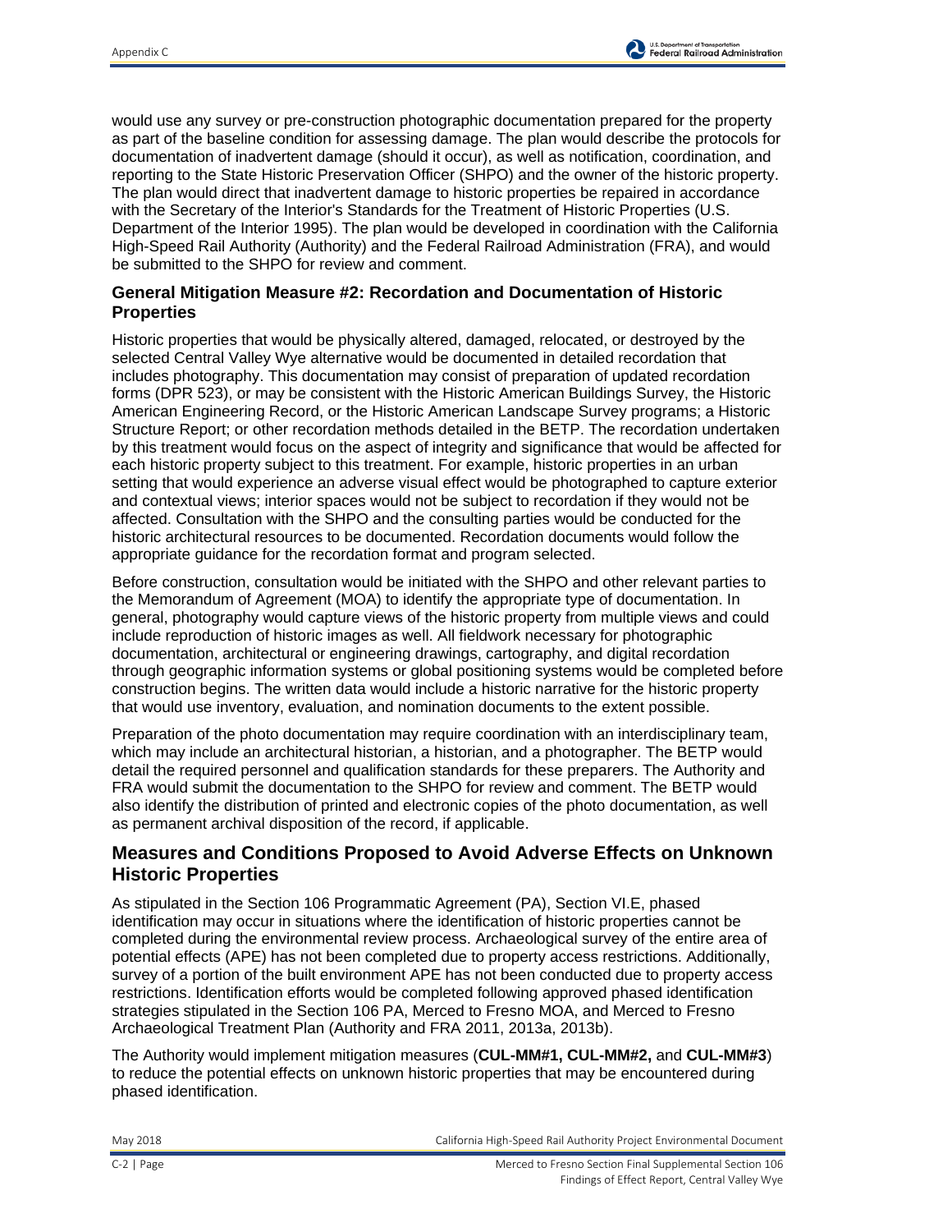would use any survey or pre-construction photographic documentation prepared for the property as part of the baseline condition for assessing damage. The plan would describe the protocols for documentation of inadvertent damage (should it occur), as well as notification, coordination, and reporting to the State Historic Preservation Officer (SHPO) and the owner of the historic property. The plan would direct that inadvertent damage to historic properties be repaired in accordance with the Secretary of the Interior's Standards for the Treatment of Historic Properties (U.S. Department of the Interior 1995). The plan would be developed in coordination with the California High-Speed Rail Authority (Authority) and the Federal Railroad Administration (FRA), and would be submitted to the SHPO for review and comment.

### General Mitigation Measure #2: Recordation and Documentation of Historic Properties

Historic properties that would be physically altered, damaged, relocated, or destroyed by the selected Central Valley Wye alternative would be documented in detailed recordation that includes photography. This documentation may consist of preparation of updated recordation forms (DPR 523), or may be consistent with the Historic American Buildings Survey, the Historic American Engineering Record, or the Historic American Landscape Survey programs; a Historic Structure Report; or other recordation methods detailed in the BETP. The recordation undertaken by this treatment would focus on the aspect of integrity and significance that would be affected for each historic property subject to this treatment. For example, historic properties in an urban setting that would experience an adverse visual effect would be photographed to capture exterior and contextual views; interior spaces would not be subject to recordation if they would not be affected. Consultation with the SHPO and the consulting parties would be conducted for the historic architectural resources to be documented. Recordation documents would follow the appropriate guidance for the recordation format and program selected.

Before construction, consultation would be initiated with the SHPO and other relevant parties to the Memorandum of Agreement (MOA) to identify the appropriate type of documentation. In general, photography would capture views of the historic property from multiple views and could include reproduction of historic images as well. All fieldwork necessary for photographic documentation, architectural or engineering drawings, cartography, and digital recordation through geographic information systems or global positioning systems would be completed before construction begins. The written data would include a historic narrative for the historic property that would use inventory, evaluation, and nomination documents to the extent possible.

Preparation of the photo documentation may require coordination with an interdisciplinary team, which may include an architectural historian, a historian, and a photographer. The BETP would detail the required personnel and qualification standards for these preparers. The Authority and FRA would submit the documentation to the SHPO for review and comment. The BETP would also identify the distribution of printed and electronic copies of the photo documentation, as well as permanent archival disposition of the record, if applicable.

## Measures and Conditions Proposed to Avoid Adverse Effects on Unknown Historic Properties

As stipulated in the Section 106 Programmatic Agreement (PA), Section VI.E, phased identification may occur in situations where the identification of historic properties cannot be completed during the environmental review process. Archaeological survey of the entire area of potential effects (APE) has not been completed due to property access restrictions. Additionally, survey of a portion of the built environment APE has not been conducted due to property access restrictions. Identification efforts would be completed following approved phased identification strategies stipulated in the Section 106 PA, Merced to Fresno MOA, and Merced to Fresno Archaeological Treatment Plan (Authority and FRA 2011, 2013a, 2013b).

The Authority would implement mitigation measures (**CUL-MM#1, CUL-MM#2,** and **CUL-MM#3**) to reduce the potential effects on unknown historic properties that may be encountered during phased identification.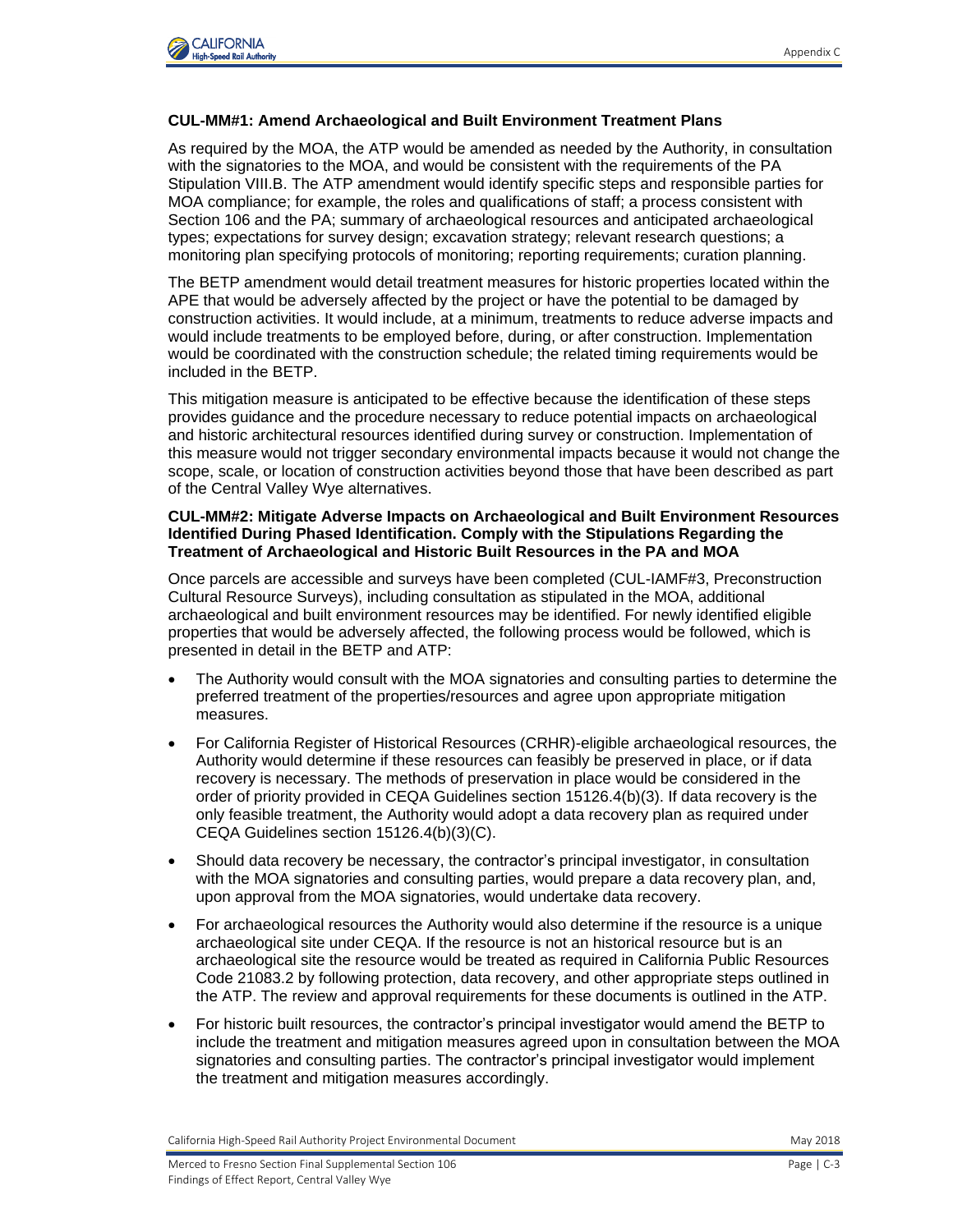**CUL-MM#1: Amend Archaeological and Built Environment Treatment Plans**

As required by the MOA, the ATP would be amended as needed by the Authority, in consultation with the signatories to the MOA, and would be consistent with the requirements of the PA Stipulation VIII.B. The ATP amendment would identify specific steps and responsible parties for MOA compliance; for example, the roles and qualifications of staff; a process consistent with Section 106 and the PA; summary of archaeological resources and anticipated archaeological types; expectations for survey design; excavation strategy; relevant research questions; a monitoring plan specifying protocols of monitoring; reporting requirements; curation planning.

The BETP amendment would detail treatment measures for historic properties located within the APE that would be adversely affected by the project or have the potential to be damaged by construction activities. It would include, at a minimum, treatments to reduce adverse impacts and would include treatments to be employed before, during, or after construction. Implementation would be coordinated with the construction schedule; the related timing requirements would be included in the BETP.

This mitigation measure is anticipated to be effective because the identification of these steps provides guidance and the procedure necessary to reduce potential impacts on archaeological and historic architectural resources identified during survey or construction. Implementation of this measure would not trigger secondary environmental impacts because it would not change the scope, scale, or location of construction activities beyond those that have been described as part of the Central Valley Wye alternatives.

**CUL-MM#2: Mitigate Adverse Impacts on Archaeological and Built Environment Resources Identified During Phased Identification. Comply with the Stipulations Regarding the Treatment of Archaeological and Historic Built Resources in the PA and MOA**

Once parcels are accessible and surveys have been completed (CUL-IAMF#3, Preconstruction Cultural Resource Surveys), including consultation as stipulated in the MOA, additional archaeological and built environment resources may be identified. For newly identified eligible properties that would be adversely affected, the following process would be followed, which is presented in detail in the BETP and ATP:

- The Authority would consult with the MOA signatories and consulting parties to determine the preferred treatment of the properties/resources and agree upon appropriate mitigation measures.
- For California Register of Historical Resources (CRHR)-eligible archaeological resources, the Authority would determine if these resources can feasibly be preserved in place, or if data recovery is necessary. The methods of preservation in place would be considered in the order of priority provided in CEQA Guidelines section 15126.4(b)(3). If data recovery is the only feasible treatment, the Authority would adopt a data recovery plan as required under CEQA Guidelines section 15126.4(b)(3)(C).
- Should data recovery be necessary, the contractor's principal investigator, in consultation with the MOA signatories and consulting parties, would prepare a data recovery plan, and, upon approval from the MOA signatories, would undertake data recovery.
- For archaeological resources the Authority would also determine if the resource is a unique archaeological site under CEQA. If the resource is not an historical resource but is an archaeological site the resource would be treated as required in California Public Resources Code 21083.2 by following protection, data recovery, and other appropriate steps outlined in the ATP. The review and approval requirements for these documents is outlined in the ATP.
- For historic built resources, the contractor's principal investigator would amend the BETP to include the treatment and mitigation measures agreed upon in consultation between the MOA signatories and consulting parties. The contractor's principal investigator would implement the treatment and mitigation measures accordingly.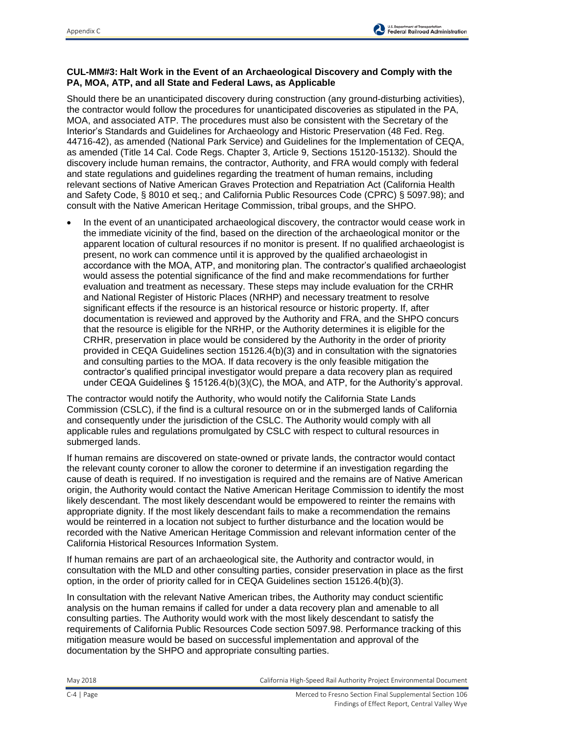**CUL-MM#3: Halt Work in the Event of an Archaeological Discovery and Comply with the PA, MOA, ATP, and all State and Federal Laws, as Applicable**

Should there be an unanticipated discovery during construction (any ground-disturbing activities), the contractor would follow the procedures for unanticipated discoveries as stipulated in the PA, MOA, and associated ATP. The procedures must also be consistent with the Secretary of the Interior's Standards and Guidelines for Archaeology and Historic Preservation (48 Fed. Reg. 44716-42), as amended (National Park Service) and Guidelines for the Implementation of CEQA, as amended (Title 14 Cal. Code Regs. Chapter 3, Article 9, Sections 15120-15132). Should the discovery include human remains, the contractor, Authority, and FRA would comply with federal and state regulations and guidelines regarding the treatment of human remains, including relevant sections of Native American Graves Protection and Repatriation Act (California Health and Safety Code, § 8010 et seq.; and California Public Resources Code (CPRC) § 5097.98); and consult with the Native American Heritage Commission, tribal groups, and the SHPO.

- In the event of an unanticipated archaeological discovery, the contractor would cease work in the immediate vicinity of the find, based on the direction of the archaeological monitor or the apparent location of cultural resources if no monitor is present. If no qualified archaeologist is present, no work can commence until it is approved by the qualified archaeologist in accordance with the MOA, ATP, and monitoring plan. The contractor's qualified archaeologist would assess the potential significance of the find and make recommendations for further evaluation and treatment as necessary. These steps may include evaluation for the CRHR and National Register of Historic Places (NRHP) and necessary treatment to resolve significant effects if the resource is an historical resource or historic property. If, after documentation is reviewed and approved by the Authority and FRA, and the SHPO concurs that the resource is eligible for the NRHP, or the Authority determines it is eligible for the CRHR, preservation in place would be considered by the Authority in the order of priority provided in CEQA Guidelines section 15126.4(b)(3) and in consultation with the signatories and consulting parties to the MOA. If data recovery is the only feasible mitigation the contractor's qualified principal investigator would prepare a data recovery plan as required under CEQA Guidelines § 15126.4(b)(3)(C), the MOA, and ATP, for the Authority's approval.

The contractor would notify the Authority, who would notify the California State Lands Commission (CSLC), if the find is a cultural resource on or in the submerged lands of California and consequently under the jurisdiction of the CSLC. The Authority would comply with all applicable rules and regulations promulgated by CSLC with respect to cultural resources in submerged lands.

If human remains are discovered on state-owned or private lands, the contractor would contact the relevant county coroner to allow the coroner to determine if an investigation regarding the cause of death is required. If no investigation is required and the remains are of Native American origin, the Authority would contact the Native American Heritage Commission to identify the most likely descendant. The most likely descendant would be empowered to reinter the remains with appropriate dignity. If the most likely descendant fails to make a recommendation the remains would be reinterred in a location not subject to further disturbance and the location would be recorded with the Native American Heritage Commission and relevant information center of the California Historical Resources Information System.

If human remains are part of an archaeological site, the Authority and contractor would, in consultation with the MLD and other consulting parties, consider preservation in place as the first option, in the order of priority called for in CEQA Guidelines section 15126.4(b)(3).

In consultation with the relevant Native American tribes, the Authority may conduct scientific analysis on the human remains if called for under a data recovery plan and amenable to all consulting parties. The Authority would work with the most likely descendant to satisfy the requirements of California Public Resources Code section 5097.98. Performance tracking of this mitigation measure would be based on successful implementation and approval of the documentation by the SHPO and appropriate consulting parties.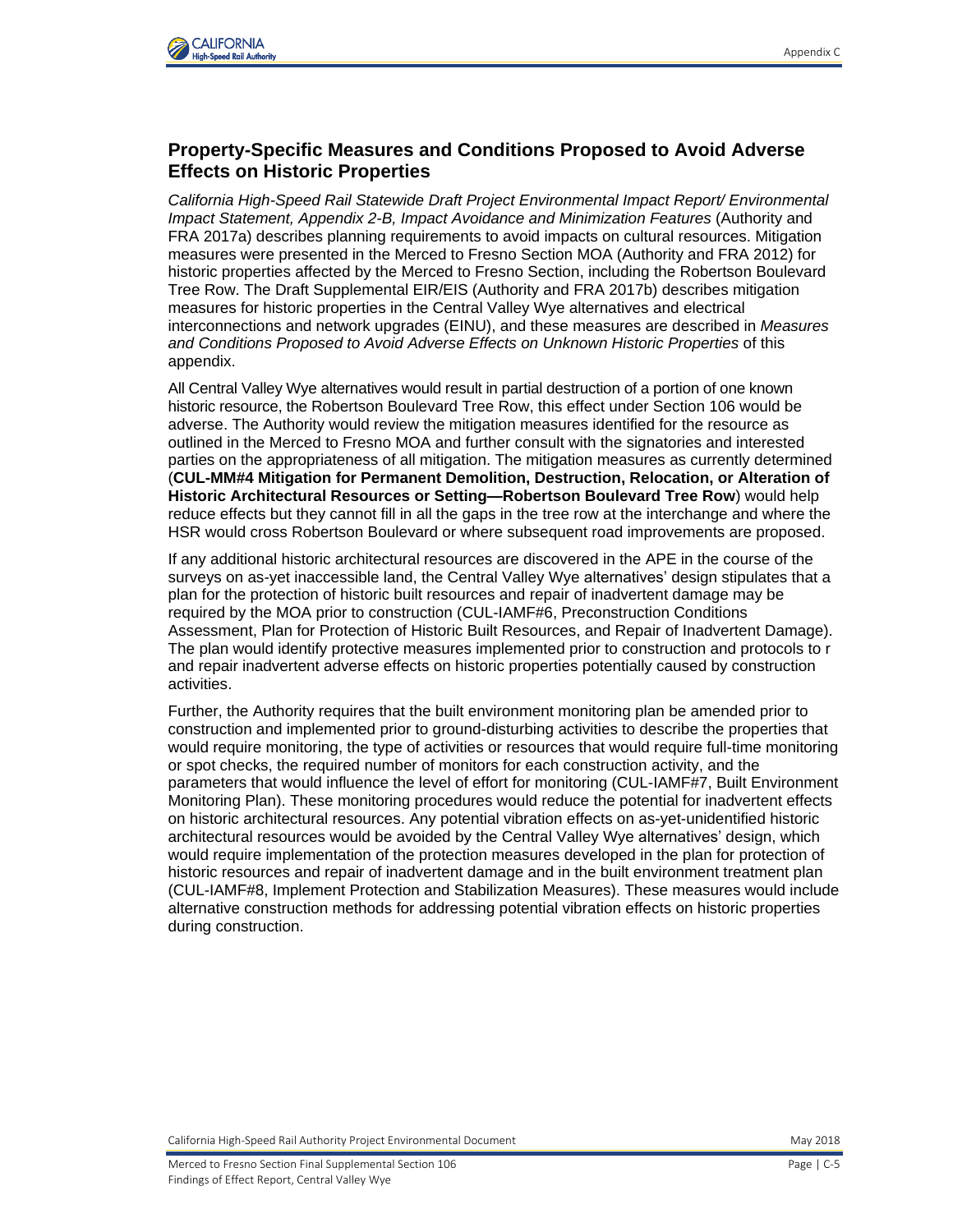## Property-Specific Measures and Conditions Proposed to Avoid Adverse Effects on Historic Properties

*California High-Speed Rail Statewide Draft Project Environmental Impact Report/ Environmental Impact Statement, Appendix 2-B, Impact Avoidance and Minimization Features* (Authority and FRA 2017a) describes planning requirements to avoid impacts on cultural resources. Mitigation measures were presented in the Merced to Fresno Section MOA (Authority and FRA 2012) for historic properties affected by the Merced to Fresno Section, including the Robertson Boulevard Tree Row. The Draft Supplemental EIR/EIS (Authority and FRA 2017b) describes mitigation measures for historic properties in the Central Valley Wye alternatives and electrical interconnections and network upgrades (EINU), and these measures are described in *Measures and Conditions Proposed to Avoid Adverse Effects on Unknown Historic Properties* of this appendix.

All Central Valley Wye alternatives would result in partial destruction of a portion of one known historic resource, the Robertson Boulevard Tree Row, this effect under Section 106 would be adverse. The Authority would review the mitigation measures identified for the resource as outlined in the Merced to Fresno MOA and further consult with the signatories and interested parties on the appropriateness of all mitigation. The mitigation measures as currently determined (**CUL-MM#4 Mitigation for Permanent Demolition, Destruction, Relocation, or Alteration of Historic Architectural Resources or Setting—Robertson Boulevard Tree Row**) would help reduce effects but they cannot fill in all the gaps in the tree row at the interchange and where the HSR would cross Robertson Boulevard or where subsequent road improvements are proposed.

If any additional historic architectural resources are discovered in the APE in the course of the surveys on as-yet inaccessible land, the Central Valley Wye alternatives' design stipulates that a plan for the protection of historic built resources and repair of inadvertent damage may be required by the MOA prior to construction (CUL-IAMF#6, Preconstruction Conditions Assessment, Plan for Protection of Historic Built Resources, and Repair of Inadvertent Damage). The plan would identify protective measures implemented prior to construction and protocols to r and repair inadvertent adverse effects on historic properties potentially caused by construction activities.

Further, the Authority requires that the built environment monitoring plan be amended prior to construction and implemented prior to ground-disturbing activities to describe the properties that would require monitoring, the type of activities or resources that would require full-time monitoring or spot checks, the required number of monitors for each construction activity, and the parameters that would influence the level of effort for monitoring (CUL-IAMF#7, Built Environment Monitoring Plan). These monitoring procedures would reduce the potential for inadvertent effects on historic architectural resources. Any potential vibration effects on as-yet-unidentified historic architectural resources would be avoided by the Central Valley Wye alternatives' design, which would require implementation of the protection measures developed in the plan for protection of historic resources and repair of inadvertent damage and in the built environment treatment plan (CUL-IAMF#8, Implement Protection and Stabilization Measures). These measures would include alternative construction methods for addressing potential vibration effects on historic properties during construction.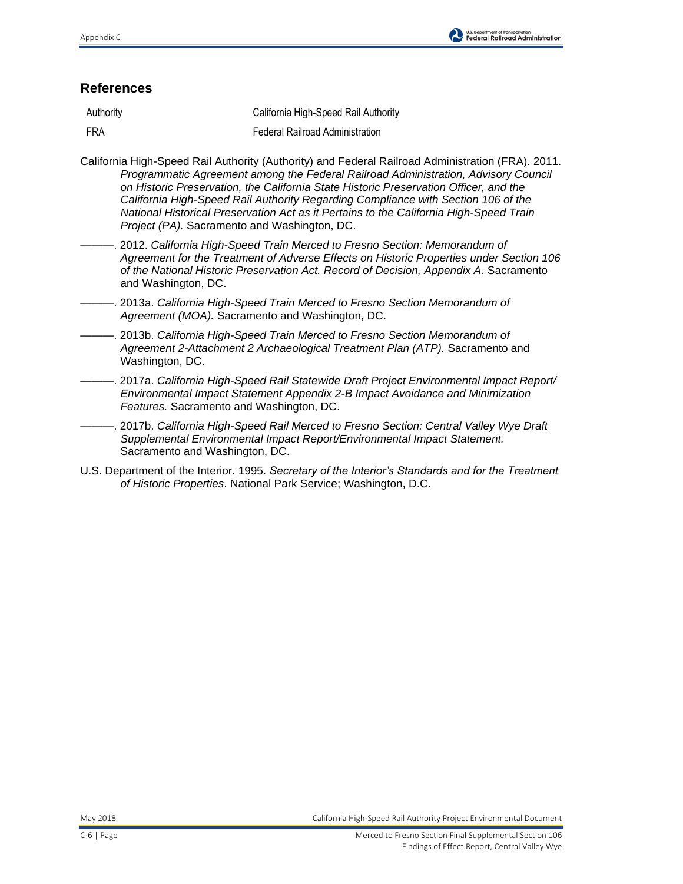## References

| | |
|---|---|
| Authority | California High-Speed Rail Authority |
| FRA | Federal Railroad Administration |

California High-Speed Rail Authority (Authority) and Federal Railroad Administration (FRA). 2011. *Programmatic Agreement among the Federal Railroad Administration, Advisory Council on Historic Preservation, the California State Historic Preservation Officer, and the California High-Speed Rail Authority Regarding Compliance with Section 106 of the National Historical Preservation Act as it Pertains to the California High-Speed Train Project (PA).* Sacramento and Washington, DC.

———. 2012. *California High-Speed Train Merced to Fresno Section: Memorandum of Agreement for the Treatment of Adverse Effects on Historic Properties under Section 106 of the National Historic Preservation Act. Record of Decision, Appendix A.* Sacramento and Washington, DC.

———. 2013a. *California High-Speed Train Merced to Fresno Section Memorandum of Agreement (MOA).* Sacramento and Washington, DC.

———. 2013b. *California High-Speed Train Merced to Fresno Section Memorandum of Agreement 2-Attachment 2 Archaeological Treatment Plan (ATP).* Sacramento and Washington, DC.

———. 2017a. *California High-Speed Rail Statewide Draft Project Environmental Impact Report/ Environmental Impact Statement Appendix 2-B Impact Avoidance and Minimization Features.* Sacramento and Washington, DC.

———. 2017b. *California High-Speed Rail Merced to Fresno Section: Central Valley Wye Draft Supplemental Environmental Impact Report/Environmental Impact Statement.* Sacramento and Washington, DC.

U.S. Department of the Interior. 1995. *Secretary of the Interior's Standards and for the Treatment of Historic Properties*. National Park Service; Washington, D.C.